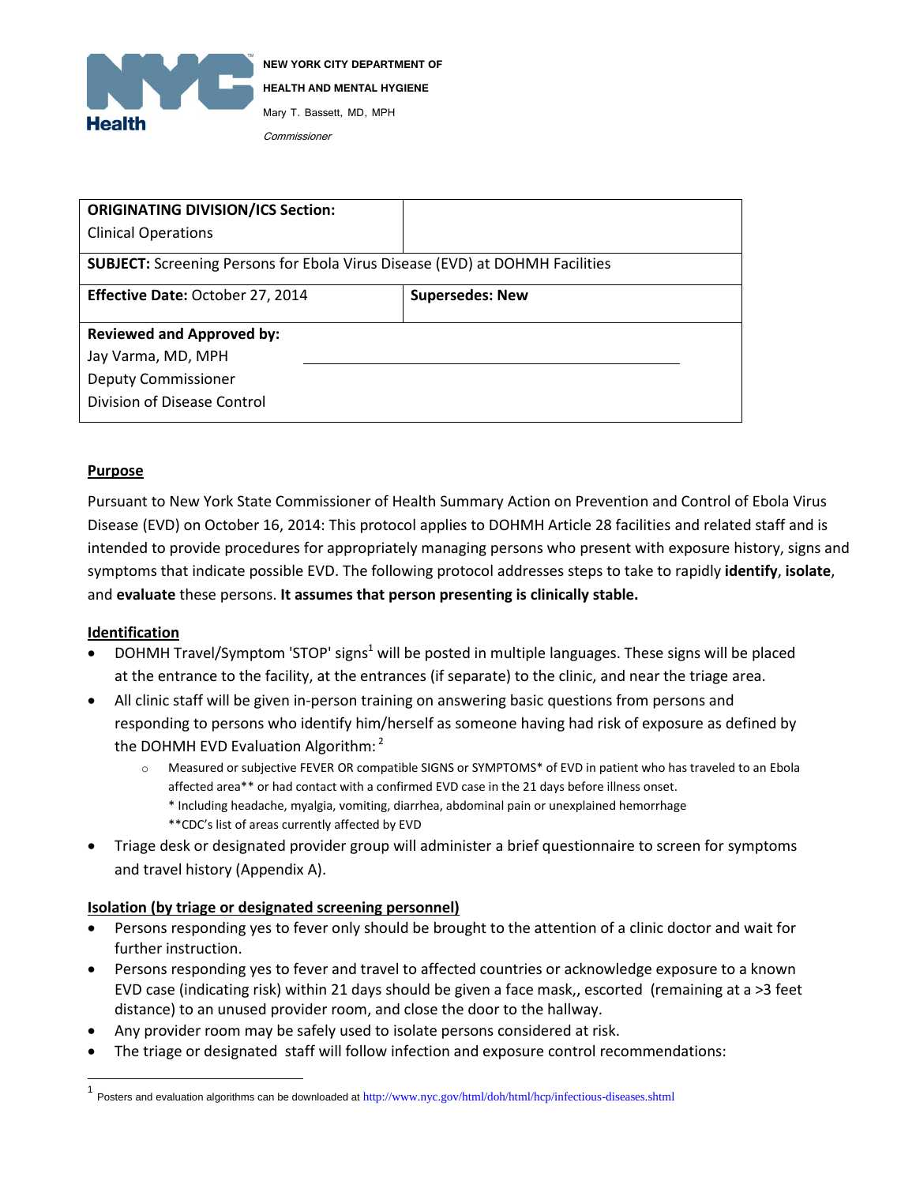**NEW YORK CITY DEPARTMENT OF HEALTH AND MENTAL HYGIENE**

Mary T. Bassett, MD, MPH

*Commissioner*

| **ORIGINATING DIVISION/ICS Section:** Clinical Operations | |
|---|---|
| **SUBJECT:** Screening Persons for Ebola Virus Disease (EVD) at DOHMH Facilities | |
| **Effective Date:** October 27, 2014 | **Supersedes: New** |
| **Reviewed and Approved by:** Jay Varma, MD, MPH Deputy Commissioner Division of Disease Control | |

## Purpose

Pursuant to New York State Commissioner of Health Summary Action on Prevention and Control of Ebola Virus Disease (EVD) on October 16, 2014: This protocol applies to DOHMH Article 28 facilities and related staff and is intended to provide procedures for appropriately managing persons who present with exposure history, signs and symptoms that indicate possible EVD. The following protocol addresses steps to take to rapidly **identify**, **isolate**, and **evaluate** these persons. **It assumes that person presenting is clinically stable.**

## Identification

- DOHMH Travel/Symptom 'STOP' signs[1] will be posted in multiple languages. These signs will be placed at the entrance to the facility, at the entrances (if separate) to the clinic, and near the triage area.
- All clinic staff will be given in-person training on answering basic questions from persons and responding to persons who identify him/herself as someone having had risk of exposure as defined by the DOHMH EVD Evaluation Algorithm: [2]
  - Measured or subjective FEVER OR compatible SIGNS or SYMPTOMS* of EVD in patient who has traveled to an Ebola affected area** or had contact with a confirmed EVD case in the 21 days before illness onset.
    * Including headache, myalgia, vomiting, diarrhea, abdominal pain or unexplained hemorrhage
    **CDC's list of areas currently affected by EVD
- Triage desk or designated provider group will administer a brief questionnaire to screen for symptoms and travel history (Appendix A).

## Isolation (by triage or designated screening personnel)

- Persons responding yes to fever only should be brought to the attention of a clinic doctor and wait for further instruction.
- Persons responding yes to fever and travel to affected countries or acknowledge exposure to a known EVD case (indicating risk) within 21 days should be given a face mask,, escorted (remaining at a >3 feet distance) to an unused provider room, and close the door to the hallway.
- Any provider room may be safely used to isolate persons considered at risk.
- The triage or designated staff will follow infection and exposure control recommendations:

[1] Posters and evaluation algorithms can be downloaded at http://www.nyc.gov/html/doh/html/hcp/infectious-diseases.shtml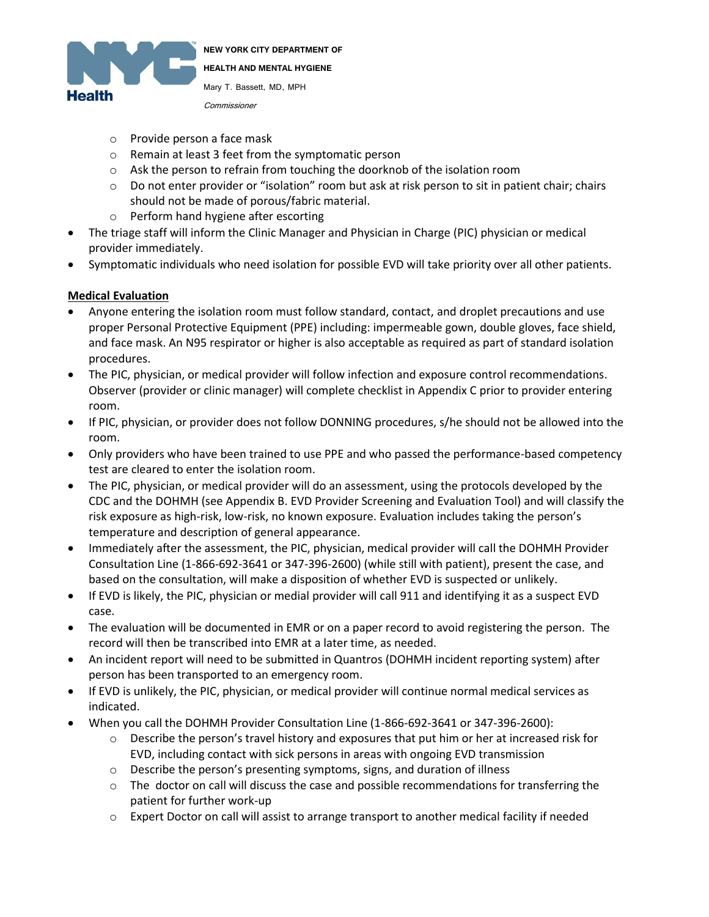- Provide person a face mask
  - Remain at least 3 feet from the symptomatic person
  - Ask the person to refrain from touching the doorknob of the isolation room
  - Do not enter provider or "isolation" room but ask at risk person to sit in patient chair; chairs should not be made of porous/fabric material.
  - Perform hand hygiene after escorting
- The triage staff will inform the Clinic Manager and Physician in Charge (PIC) physician or medical provider immediately.
- Symptomatic individuals who need isolation for possible EVD will take priority over all other patients.

**Medical Evaluation**

- Anyone entering the isolation room must follow standard, contact, and droplet precautions and use proper Personal Protective Equipment (PPE) including: impermeable gown, double gloves, face shield, and face mask. An N95 respirator or higher is also acceptable as required as part of standard isolation procedures.
- The PIC, physician, or medical provider will follow infection and exposure control recommendations. Observer (provider or clinic manager) will complete checklist in Appendix C prior to provider entering room.
- If PIC, physician, or provider does not follow DONNING procedures, s/he should not be allowed into the room.
- Only providers who have been trained to use PPE and who passed the performance-based competency test are cleared to enter the isolation room.
- The PIC, physician, or medical provider will do an assessment, using the protocols developed by the CDC and the DOHMH (see Appendix B. EVD Provider Screening and Evaluation Tool) and will classify the risk exposure as high-risk, low-risk, no known exposure. Evaluation includes taking the person's temperature and description of general appearance.
- Immediately after the assessment, the PIC, physician, medical provider will call the DOHMH Provider Consultation Line (1-866-692-3641 or 347-396-2600) (while still with patient), present the case, and based on the consultation, will make a disposition of whether EVD is suspected or unlikely.
- If EVD is likely, the PIC, physician or medial provider will call 911 and identifying it as a suspect EVD case.
- The evaluation will be documented in EMR or on a paper record to avoid registering the person. The record will then be transcribed into EMR at a later time, as needed.
- An incident report will need to be submitted in Quantros (DOHMH incident reporting system) after person has been transported to an emergency room.
- If EVD is unlikely, the PIC, physician, or medical provider will continue normal medical services as indicated.
- When you call the DOHMH Provider Consultation Line (1-866-692-3641 or 347-396-2600):
  - Describe the person's travel history and exposures that put him or her at increased risk for EVD, including contact with sick persons in areas with ongoing EVD transmission
  - Describe the person's presenting symptoms, signs, and duration of illness
  - The doctor on call will discuss the case and possible recommendations for transferring the patient for further work-up
  - Expert Doctor on call will assist to arrange transport to another medical facility if needed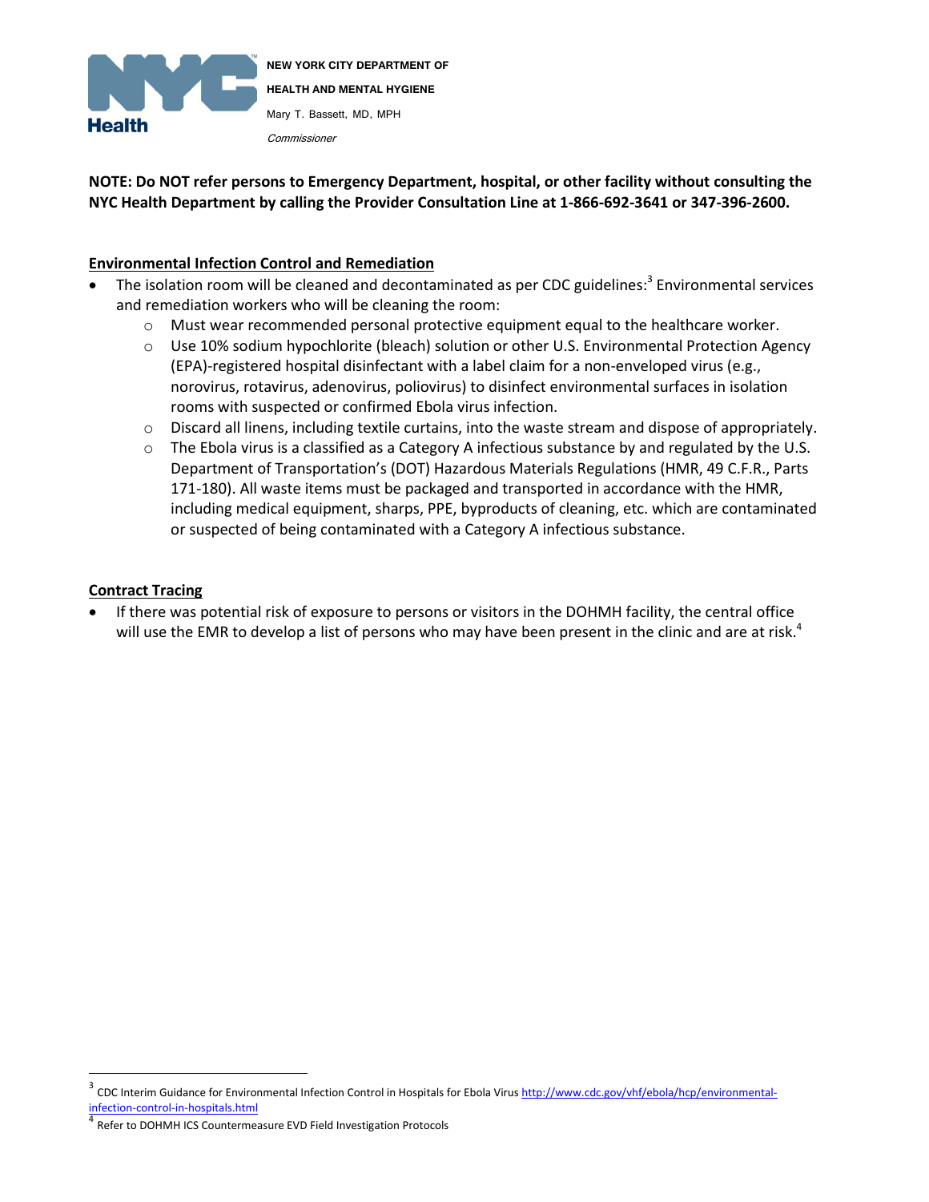**NOTE: Do NOT refer persons to Emergency Department, hospital, or other facility without consulting the NYC Health Department by calling the Provider Consultation Line at 1-866-692-3641 or 347-396-2600.**

## Environmental Infection Control and Remediation

- The isolation room will be cleaned and decontaminated as per CDC guidelines:[3] Environmental services and remediation workers who will be cleaning the room:
  - Must wear recommended personal protective equipment equal to the healthcare worker.
  - Use 10% sodium hypochlorite (bleach) solution or other U.S. Environmental Protection Agency (EPA)-registered hospital disinfectant with a label claim for a non-enveloped virus (e.g., norovirus, rotavirus, adenovirus, poliovirus) to disinfect environmental surfaces in isolation rooms with suspected or confirmed Ebola virus infection.
  - Discard all linens, including textile curtains, into the waste stream and dispose of appropriately.
  - The Ebola virus is a classified as a Category A infectious substance by and regulated by the U.S. Department of Transportation's (DOT) Hazardous Materials Regulations (HMR, 49 C.F.R., Parts 171-180). All waste items must be packaged and transported in accordance with the HMR, including medical equipment, sharps, PPE, byproducts of cleaning, etc. which are contaminated or suspected of being contaminated with a Category A infectious substance.

## Contract Tracing

- If there was potential risk of exposure to persons or visitors in the DOHMH facility, the central office will use the EMR to develop a list of persons who may have been present in the clinic and are at risk.[4]

---

[3] CDC Interim Guidance for Environmental Infection Control in Hospitals for Ebola Virus http://www.cdc.gov/vhf/ebola/hcp/environmental-infection-control-in-hospitals.html

[4] Refer to DOHMH ICS Countermeasure EVD Field Investigation Protocols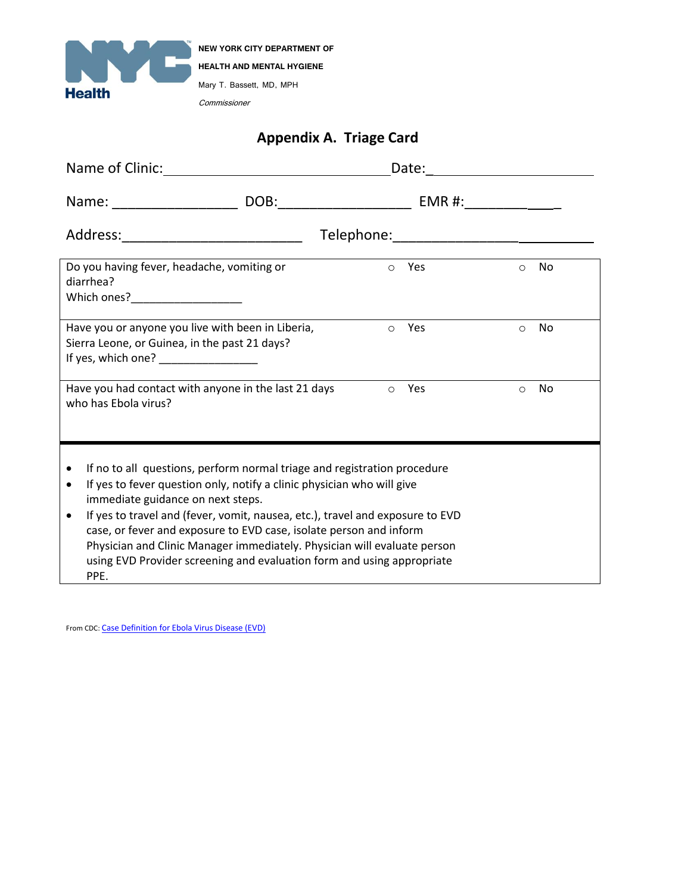NEW YORK CITY DEPARTMENT OF HEALTH AND MENTAL HYGIENE

Mary T. Bassett, MD, MPH

*Commissioner*

## Appendix A. Triage Card

Name of Clinic:________________________________ Date:_____________________

Name: ________________ DOB:_________________ EMR #:____________

Address:________________________ Telephone:__________________________

| | | |
|---|---|---|
| Do you having fever, headache, vomiting or diarrhea?<br>Which ones?__________________ | ○ Yes | ○ No |
| Have you or anyone you live with been in Liberia, Sierra Leone, or Guinea, in the past 21 days?<br>If yes, which one? _______________ | ○ Yes | ○ No |
| Have you had contact with anyone in the last 21 days who has Ebola virus? | ○ Yes | ○ No |

- If no to all questions, perform normal triage and registration procedure
- If yes to fever question only, notify a clinic physician who will give immediate guidance on next steps.
- If yes to travel and (fever, vomit, nausea, etc.), travel and exposure to EVD case, or fever and exposure to EVD case, isolate person and inform Physician and Clinic Manager immediately. Physician will evaluate person using EVD Provider screening and evaluation form and using appropriate PPE.

From CDC: Case Definition for Ebola Virus Disease (EVD)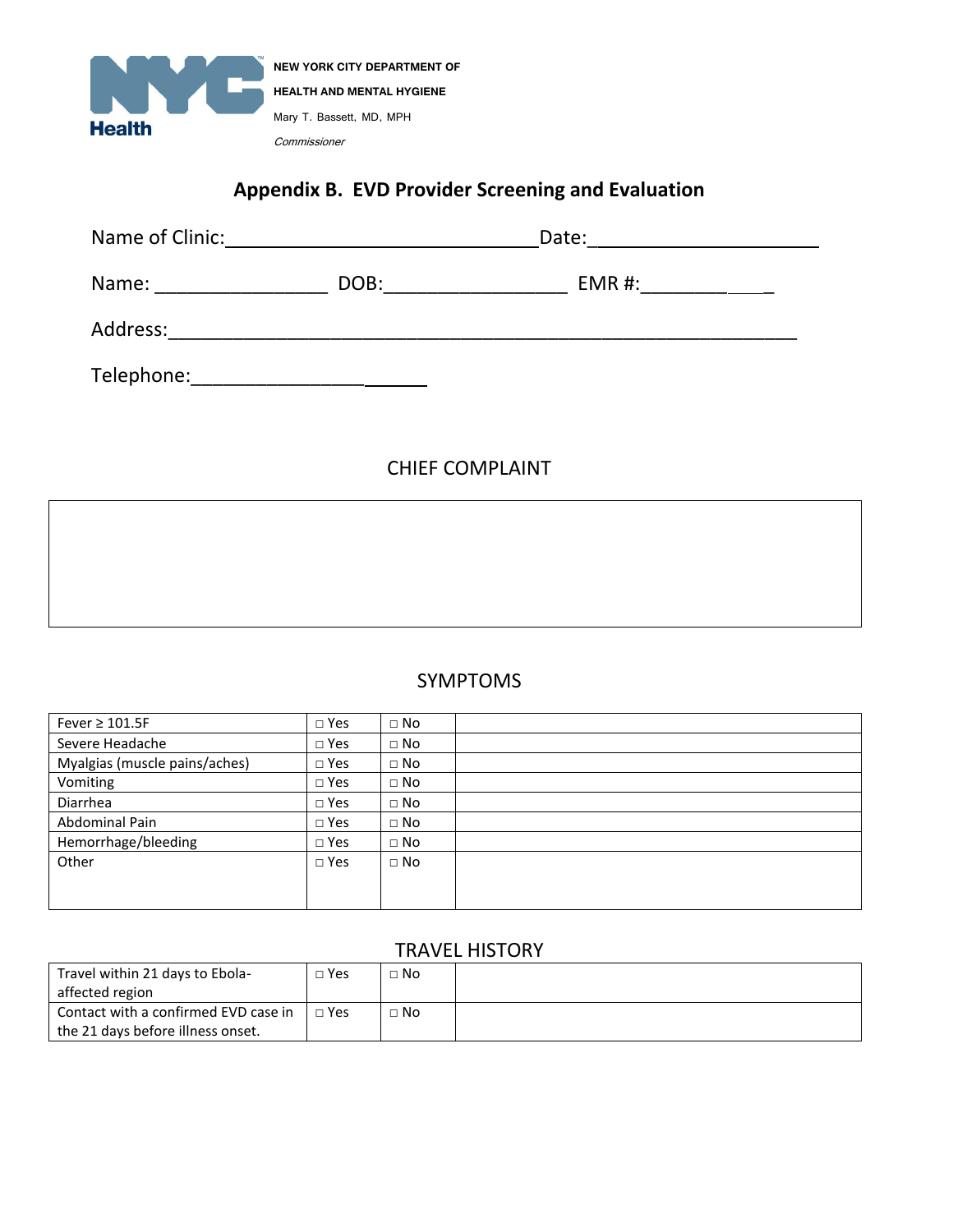NEW YORK CITY DEPARTMENT OF HEALTH AND MENTAL HYGIENE

Mary T. Bassett, MD, MPH
*Commissioner*

# Appendix B. EVD Provider Screening and Evaluation

Name of Clinic:______________________________Date:______________________

Name: ________________ DOB:_________________ EMR #:____________

Address:___________________________________________________________

Telephone:______________________

## CHIEF COMPLAINT

| |
|---|
| |

## SYMPTOMS

| | | | |
|---|---|---|---|
| Fever ≥ 101.5F | □ Yes | □ No | |
| Severe Headache | □ Yes | □ No | |
| Myalgias (muscle pains/aches) | □ Yes | □ No | |
| Vomiting | □ Yes | □ No | |
| Diarrhea | □ Yes | □ No | |
| Abdominal Pain | □ Yes | □ No | |
| Hemorrhage/bleeding | □ Yes | □ No | |
| Other | □ Yes | □ No | |

## TRAVEL HISTORY

| | | | |
|---|---|---|---|
| Travel within 21 days to Ebola-affected region | □ Yes | □ No | |
| Contact with a confirmed EVD case in the 21 days before illness onset. | □ Yes | □ No | |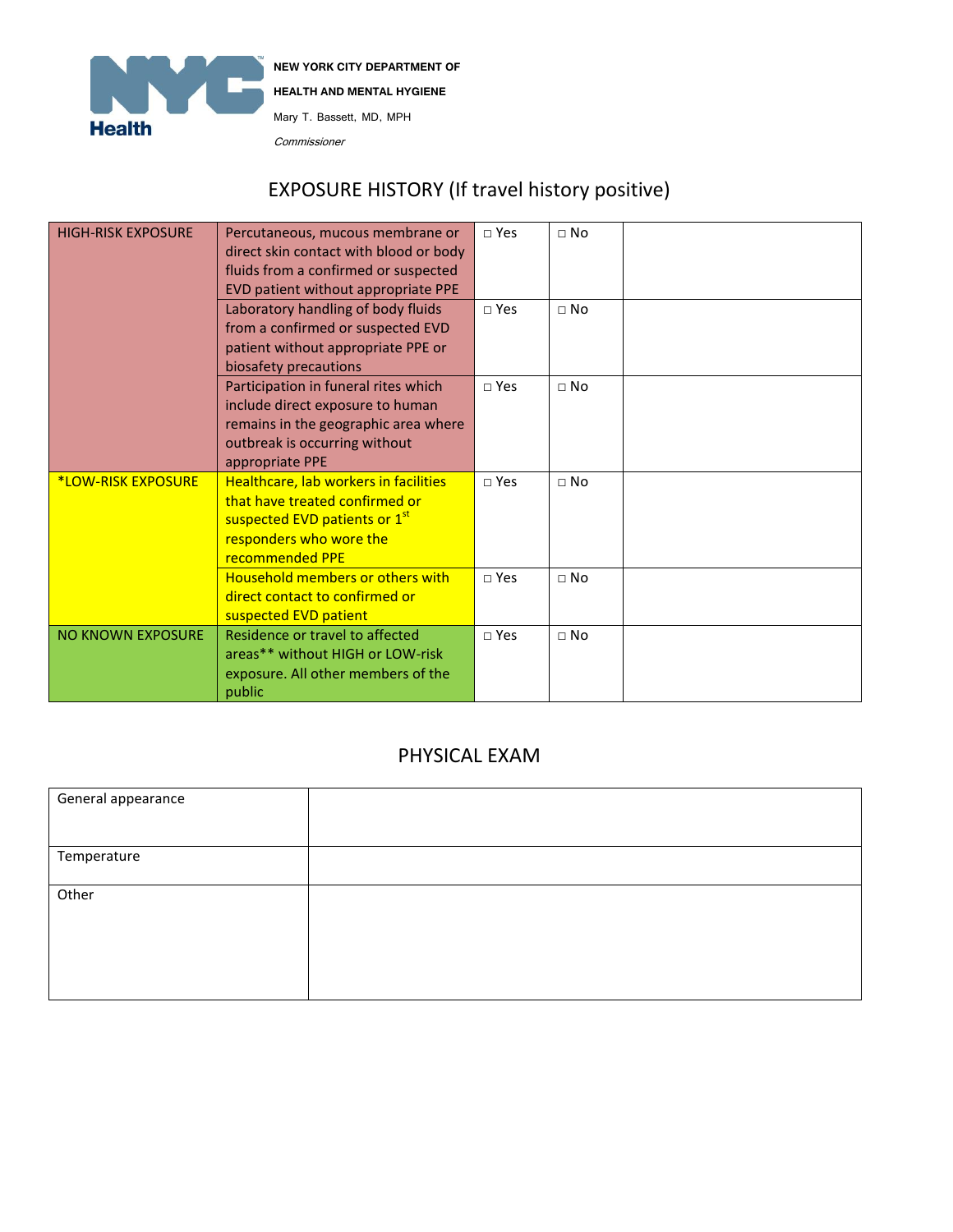NEW YORK CITY DEPARTMENT OF HEALTH AND MENTAL HYGIENE

Mary T. Bassett, MD, MPH

*Commissioner*

## EXPOSURE HISTORY (If travel history positive)

| | | | | |
|---|---|---|---|---|
| HIGH-RISK EXPOSURE | Percutaneous, mucous membrane or direct skin contact with blood or body fluids from a confirmed or suspected EVD patient without appropriate PPE | □ Yes | □ No | |
| | Laboratory handling of body fluids from a confirmed or suspected EVD patient without appropriate PPE or biosafety precautions | □ Yes | □ No | |
| | Participation in funeral rites which include direct exposure to human remains in the geographic area where outbreak is occurring without appropriate PPE | □ Yes | □ No | |
| *LOW-RISK EXPOSURE | Healthcare, lab workers in facilities that have treated confirmed or suspected EVD patients or 1st responders who wore the recommended PPE | □ Yes | □ No | |
| | Household members or others with direct contact to confirmed or suspected EVD patient | □ Yes | □ No | |
| NO KNOWN EXPOSURE | Residence or travel to affected areas** without HIGH or LOW-risk exposure. All other members of the public | □ Yes | □ No | |

## PHYSICAL EXAM

| | |
|---|---|
| General appearance | |
| Temperature | |
| Other | |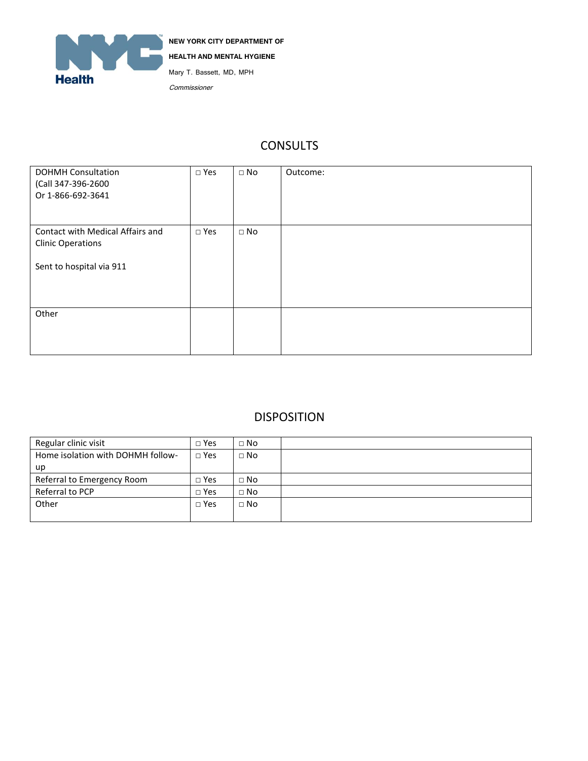NEW YORK CITY DEPARTMENT OF HEALTH AND MENTAL HYGIENE

Mary T. Bassett, MD, MPH

*Commissioner*

## CONSULTS

| | | | |
|---|---|---|---|
| DOHMH Consultation (Call 347-396-2600 Or 1-866-692-3641 | □ Yes | □ No | Outcome: |
| Contact with Medical Affairs and Clinic Operations<br><br>Sent to hospital via 911 | □ Yes | □ No | |
| Other | | | |

## DISPOSITION

| | | | |
|---|---|---|---|
| Regular clinic visit | □ Yes | □ No | |
| Home isolation with DOHMH follow-up | □ Yes | □ No | |
| Referral to Emergency Room | □ Yes | □ No | |
| Referral to PCP | □ Yes | □ No | |
| Other | □ Yes | □ No | |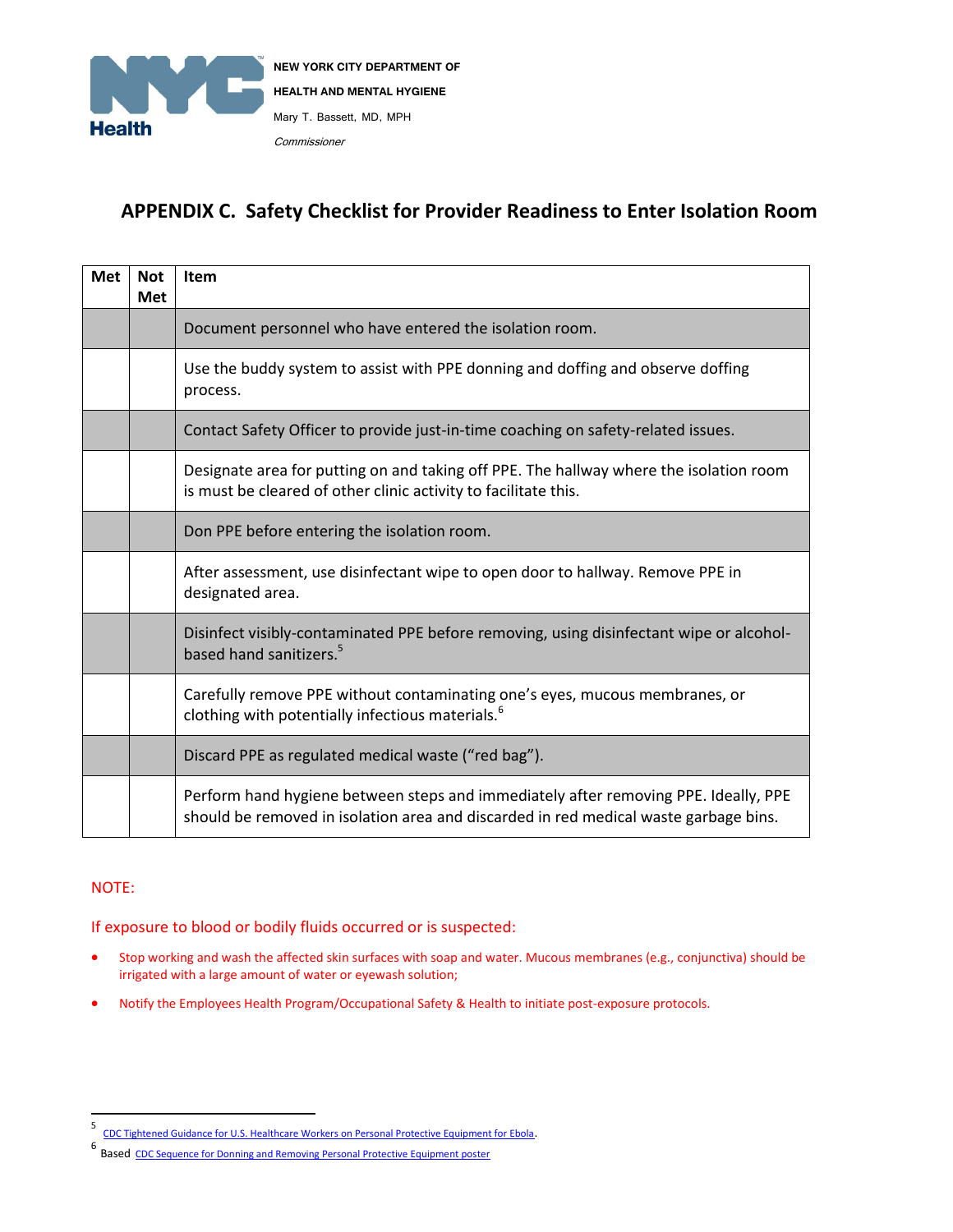**NEW YORK CITY DEPARTMENT OF HEALTH AND MENTAL HYGIENE**

Mary T. Bassett, MD, MPH

*Commissioner*

## APPENDIX C. Safety Checklist for Provider Readiness to Enter Isolation Room

| Met | Not Met | Item |
|---|---|---|
| | | Document personnel who have entered the isolation room. |
| | | Use the buddy system to assist with PPE donning and doffing and observe doffing process. |
| | | Contact Safety Officer to provide just-in-time coaching on safety-related issues. |
| | | Designate area for putting on and taking off PPE. The hallway where the isolation room is must be cleared of other clinic activity to facilitate this. |
| | | Don PPE before entering the isolation room. |
| | | After assessment, use disinfectant wipe to open door to hallway. Remove PPE in designated area. |
| | | Disinfect visibly-contaminated PPE before removing, using disinfectant wipe or alcohol-based hand sanitizers.[5] |
| | | Carefully remove PPE without contaminating one's eyes, mucous membranes, or clothing with potentially infectious materials.[6] |
| | | Discard PPE as regulated medical waste ("red bag"). |
| | | Perform hand hygiene between steps and immediately after removing PPE. Ideally, PPE should be removed in isolation area and discarded in red medical waste garbage bins. |

NOTE:

If exposure to blood or bodily fluids occurred or is suspected:

- Stop working and wash the affected skin surfaces with soap and water. Mucous membranes (e.g., conjunctiva) should be irrigated with a large amount of water or eyewash solution;
- Notify the Employees Health Program/Occupational Safety & Health to initiate post-exposure protocols.

---

[5] CDC Tightened Guidance for U.S. Healthcare Workers on Personal Protective Equipment for Ebola.

[6] Based CDC Sequence for Donning and Removing Personal Protective Equipment poster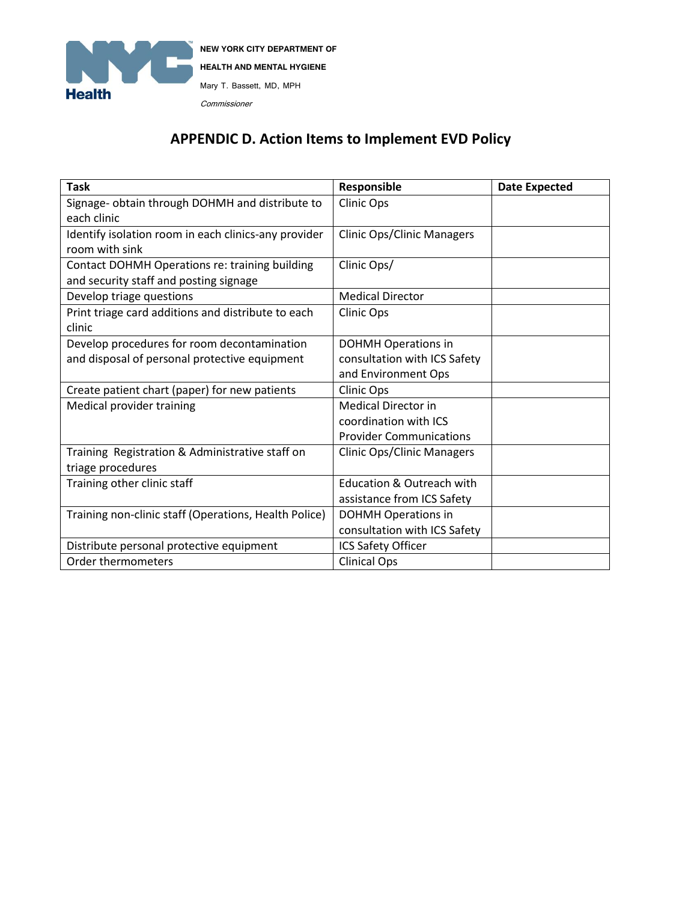NEW YORK CITY DEPARTMENT OF HEALTH AND MENTAL HYGIENE

Mary T. Bassett, MD, MPH

*Commissioner*

# APPENDIC D. Action Items to Implement EVD Policy

| Task | Responsible | Date Expected |
|---|---|---|
| Signage- obtain through DOHMH and distribute to each clinic | Clinic Ops | |
| Identify isolation room in each clinics-any provider room with sink | Clinic Ops/Clinic Managers | |
| Contact DOHMH Operations re: training building and security staff and posting signage | Clinic Ops/ | |
| Develop triage questions | Medical Director | |
| Print triage card additions and distribute to each clinic | Clinic Ops | |
| Develop procedures for room decontamination and disposal of personal protective equipment | DOHMH Operations in consultation with ICS Safety and Environment Ops | |
| Create patient chart (paper) for new patients | Clinic Ops | |
| Medical provider training | Medical Director in coordination with ICS Provider Communications | |
| Training Registration & Administrative staff on triage procedures | Clinic Ops/Clinic Managers | |
| Training other clinic staff | Education & Outreach with assistance from ICS Safety | |
| Training non-clinic staff (Operations, Health Police) | DOHMH Operations in consultation with ICS Safety | |
| Distribute personal protective equipment | ICS Safety Officer | |
| Order thermometers | Clinical Ops | |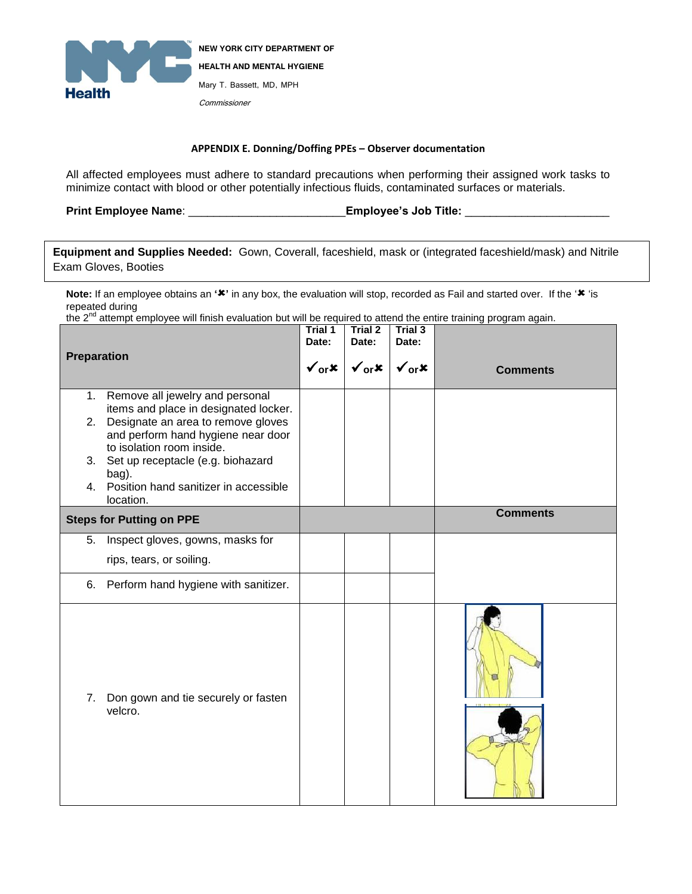NEW YORK CITY DEPARTMENT OF HEALTH AND MENTAL HYGIENE

Mary T. Bassett, MD, MPH

*Commissioner*

**APPENDIX E. Donning/Doffing PPEs – Observer documentation**

All affected employees must adhere to standard precautions when performing their assigned work tasks to minimize contact with blood or other potentially infectious fluids, contaminated surfaces or materials.

**Print Employee Name**: _________________________ **Employee's Job Title:** _______________________

**Equipment and Supplies Needed:** Gown, Coverall, faceshield, mask or (integrated faceshield/mask) and Nitrile Exam Gloves, Booties

**Note:** If an employee obtains an **'✖'** in any box, the evaluation will stop, recorded as Fail and started over. If the '✖ 'is repeated during the 2nd attempt employee will finish evaluation but will be required to attend the entire training program again.

| Preparation | Trial 1 Date: ✔or✖ | Trial 2 Date: ✔or✖ | Trial 3 Date: ✔or✖ | Comments |
|---|---|---|---|---|
| 1. Remove all jewelry and personal items and place in designated locker.<br>2. Designate an area to remove gloves and perform hand hygiene near door to isolation room inside.<br>3. Set up receptacle (e.g. biohazard bag).<br>4. Position hand sanitizer in accessible location. | | | | |
| **Steps for Putting on PPE** | | | | **Comments** |
| 5. Inspect gloves, gowns, masks for rips, tears, or soiling. | | | | |
| 6. Perform hand hygiene with sanitizer. | | | | |
| 7. Don gown and tie securely or fasten velcro. | | | | |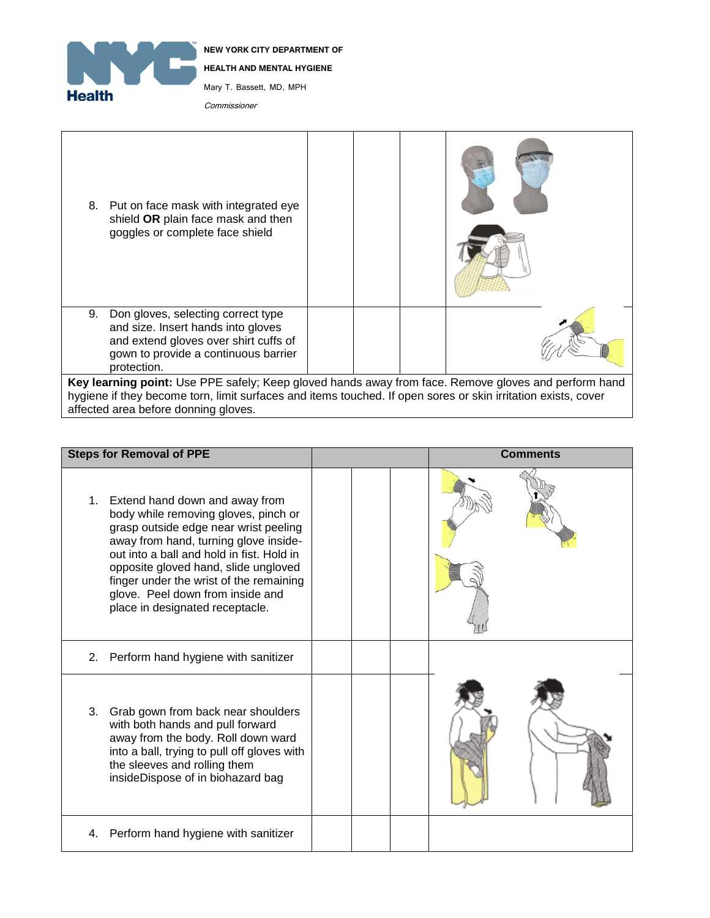**NEW YORK CITY DEPARTMENT OF HEALTH AND MENTAL HYGIENE**
Mary T. Bassett, MD, MPH
*Commissioner*

| | | | | |
|---|---|---|---|---|
| 8. Put on face mask with integrated eye shield **OR** plain face mask and then goggles or complete face shield | | | | |
| 9. Don gloves, selecting correct type and size. Insert hands into gloves and extend gloves over shirt cuffs of gown to provide a continuous barrier protection. | | | | |

**Key learning point:** Use PPE safely; Keep gloved hands away from face. Remove gloves and perform hand hygiene if they become torn, limit surfaces and items touched. If open sores or skin irritation exists, cover affected area before donning gloves.

| Steps for Removal of PPE | | | | Comments |
|---|---|---|---|---|
| 1. Extend hand down and away from body while removing gloves, pinch or grasp outside edge near wrist peeling away from hand, turning glove inside-out into a ball and hold in fist. Hold in opposite gloved hand, slide ungloved finger under the wrist of the remaining glove. Peel down from inside and place in designated receptacle. | | | | |
| 2. Perform hand hygiene with sanitizer | | | | |
| 3. Grab gown from back near shoulders with both hands and pull forward away from the body. Roll down ward into a ball, trying to pull off gloves with the sleeves and rolling them insideDispose of in biohazard bag | | | | |
| 4. Perform hand hygiene with sanitizer | | | | |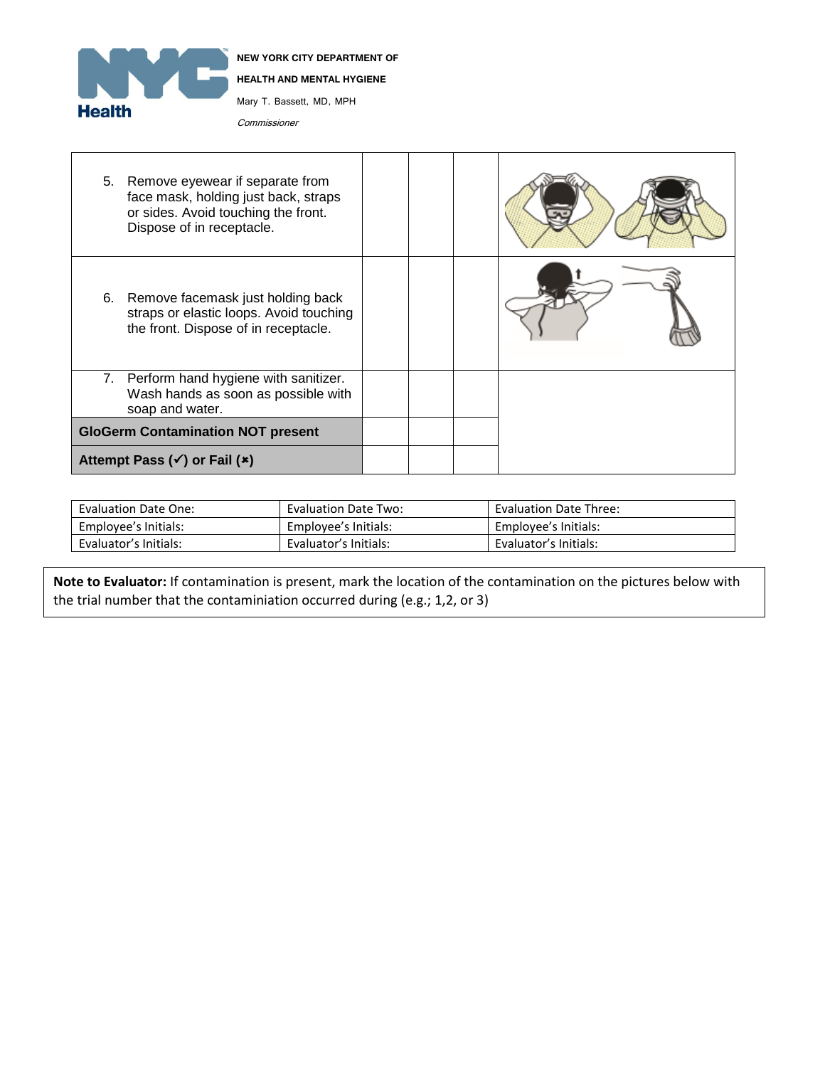**NEW YORK CITY DEPARTMENT OF HEALTH AND MENTAL HYGIENE**

Mary T. Bassett, MD, MPH

*Commissioner*

| | | | | |
|---|---|---|---|---|
| 5. Remove eyewear if separate from face mask, holding just back, straps or sides. Avoid touching the front. Dispose of in receptacle. | | | | |
| 6. Remove facemask just holding back straps or elastic loops. Avoid touching the front. Dispose of in receptacle. | | | | |
| 7. Perform hand hygiene with sanitizer. Wash hands as soon as possible with soap and water. | | | | |
| **GloGerm Contamination NOT present** | | | | |
| **Attempt Pass (✓) or Fail (✖)** | | | | |

| | | |
|---|---|---|
| Evaluation Date One: | Evaluation Date Two: | Evaluation Date Three: |
| Employee's Initials: | Employee's Initials: | Employee's Initials: |
| Evaluator's Initials: | Evaluator's Initials: | Evaluator's Initials: |

**Note to Evaluator:** If contamination is present, mark the location of the contamination on the pictures below with the trial number that the contaminiation occurred during (e.g.; 1,2, or 3)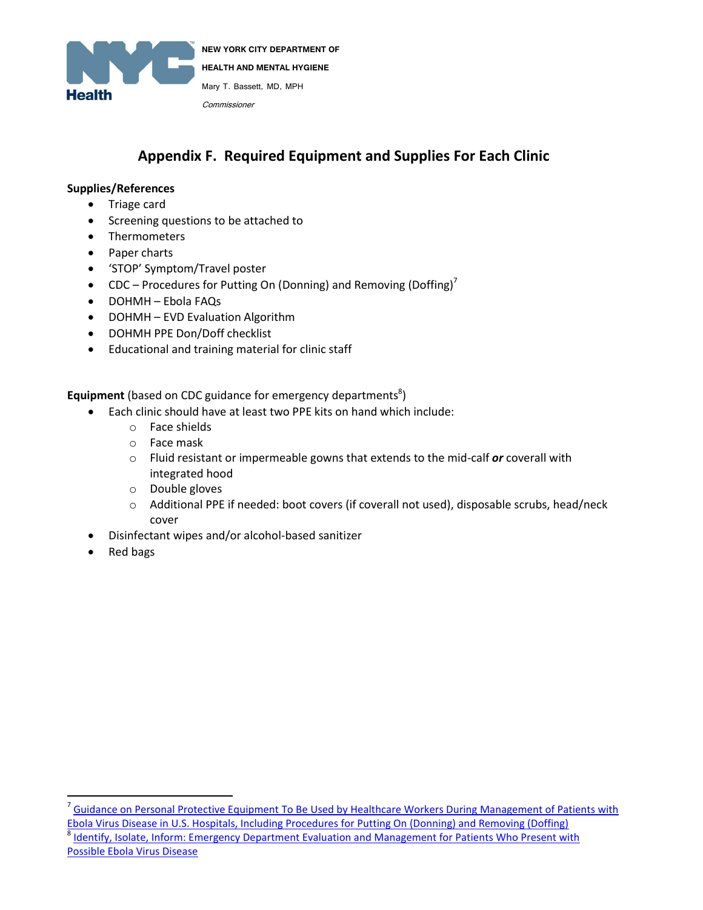NEW YORK CITY DEPARTMENT OF HEALTH AND MENTAL HYGIENE
Mary T. Bassett, MD, MPH
*Commissioner*

# Appendix F. Required Equipment and Supplies For Each Clinic

**Supplies/References**

- Triage card
- Screening questions to be attached to
- Thermometers
- Paper charts
- 'STOP' Symptom/Travel poster
- CDC – Procedures for Putting On (Donning) and Removing (Doffing)[7]
- DOHMH – Ebola FAQs
- DOHMH – EVD Evaluation Algorithm
- DOHMH PPE Don/Doff checklist
- Educational and training material for clinic staff

**Equipment** (based on CDC guidance for emergency departments[8])

- Each clinic should have at least two PPE kits on hand which include:
  - Face shields
  - Face mask
  - Fluid resistant or impermeable gowns that extends to the mid-calf ***or*** coverall with integrated hood
  - Double gloves
  - Additional PPE if needed: boot covers (if coverall not used), disposable scrubs, head/neck cover
- Disinfectant wipes and/or alcohol-based sanitizer
- Red bags

---

[7] Guidance on Personal Protective Equipment To Be Used by Healthcare Workers During Management of Patients with Ebola Virus Disease in U.S. Hospitals, Including Procedures for Putting On (Donning) and Removing (Doffing)

[8] Identify, Isolate, Inform: Emergency Department Evaluation and Management for Patients Who Present with Possible Ebola Virus Disease